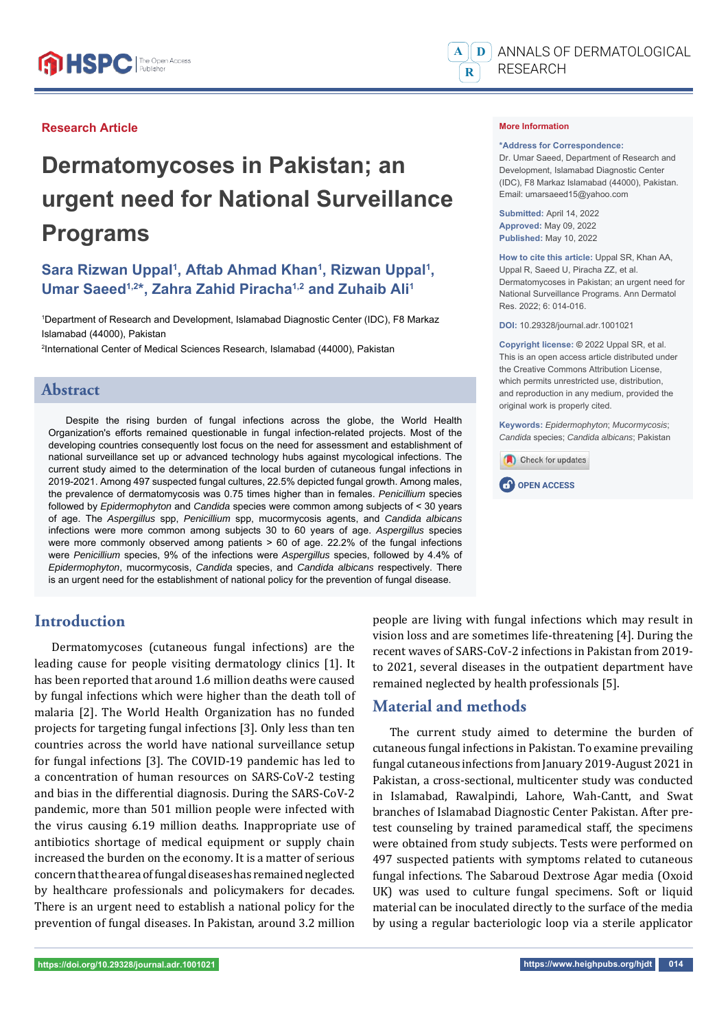Research Article

# Dermatomycoses in Pakistan; an urgent need for National Surveillance Programs

**Sara Rizwan Uppal[1], Aftab Ahmad Khan[1], Rizwan Uppal[1], Umar Saeed[1,2]*, Zahra Zahid Piracha[1,2] and Zuhaib Ali[1]**

[1]Department of Research and Development, Islamabad Diagnostic Center (IDC), F8 Markaz Islamabad (44000), Pakistan

[2]International Center of Medical Sciences Research, Islamabad (44000), Pakistan

**More Information**

***Address for Correspondence:** Dr. Umar Saeed, Department of Research and Development, Islamabad Diagnostic Center (IDC), F8 Markaz Islamabad (44000), Pakistan. Email: umarsaeed15@yahoo.com

**Submitted:** April 14, 2022
**Approved:** May 09, 2022
**Published:** May 10, 2022

**How to cite this article:** Uppal SR, Khan AA, Uppal R, Saeed U, Piracha ZZ, et al. Dermatomycoses in Pakistan; an urgent need for National Surveillance Programs. Ann Dermatol Res. 2022; 6: 014-016.

**DOI:** 10.29328/journal.adr.1001021

**Copyright license:** © 2022 Uppal SR, et al. This is an open access article distributed under the Creative Commons Attribution License, which permits unrestricted use, distribution, and reproduction in any medium, provided the original work is properly cited.

**Keywords:** *Epidermophyton*; *Mucormycosis*; *Candida* species; *Candida albicans*; Pakistan

## Abstract

Despite the rising burden of fungal infections across the globe, the World Health Organization's efforts remained questionable in fungal infection-related projects. Most of the developing countries consequently lost focus on the need for assessment and establishment of national surveillance set up or advanced technology hubs against mycological infections. The current study aimed to the determination of the local burden of cutaneous fungal infections in 2019-2021. Among 497 suspected fungal cultures, 22.5% depicted fungal growth. Among males, the prevalence of dermatomycosis was 0.75 times higher than in females. *Penicillium* species followed by *Epidermophyton* and *Candida* species were common among subjects of < 30 years of age. The *Aspergillus* spp, *Penicillium* spp, mucormycosis agents, and *Candida albicans* infections were more common among subjects 30 to 60 years of age. *Aspergillus* species were more commonly observed among patients > 60 of age. 22.2% of the fungal infections were *Penicillium* species, 9% of the infections were *Aspergillus* species, followed by 4.4% of *Epidermophyton*, mucormycosis, *Candida* species, and *Candida albicans* respectively. There is an urgent need for the establishment of national policy for the prevention of fungal disease.

## Introduction

Dermatomycoses (cutaneous fungal infections) are the leading cause for people visiting dermatology clinics [1]. It has been reported that around 1.6 million deaths were caused by fungal infections which were higher than the death toll of malaria [2]. The World Health Organization has no funded projects for targeting fungal infections [3]. Only less than ten countries across the world have national surveillance setup for fungal infections [3]. The COVID-19 pandemic has led to a concentration of human resources on SARS-CoV-2 testing and bias in the differential diagnosis. During the SARS-CoV-2 pandemic, more than 501 million people were infected with the virus causing 6.19 million deaths. Inappropriate use of antibiotics shortage of medical equipment or supply chain increased the burden on the economy. It is a matter of serious concern that the area of fungal diseases has remained neglected by healthcare professionals and policymakers for decades. There is an urgent need to establish a national policy for the prevention of fungal diseases. In Pakistan, around 3.2 million people are living with fungal infections which may result in vision loss and are sometimes life-threatening [4]. During the recent waves of SARS-CoV-2 infections in Pakistan from 2019-to 2021, several diseases in the outpatient department have remained neglected by health professionals [5].

## Material and methods

The current study aimed to determine the burden of cutaneous fungal infections in Pakistan. To examine prevailing fungal cutaneous infections from January 2019-August 2021 in Pakistan, a cross-sectional, multicenter study was conducted in Islamabad, Rawalpindi, Lahore, Wah-Cantt, and Swat branches of Islamabad Diagnostic Center Pakistan. After pre-test counseling by trained paramedical staff, the specimens were obtained from study subjects. Tests were performed on 497 suspected patients with symptoms related to cutaneous fungal infections. The Sabaroud Dextrose Agar media (Oxoid UK) was used to culture fungal specimens. Soft or liquid material can be inoculated directly to the surface of the media by using a regular bacteriologic loop via a sterile applicator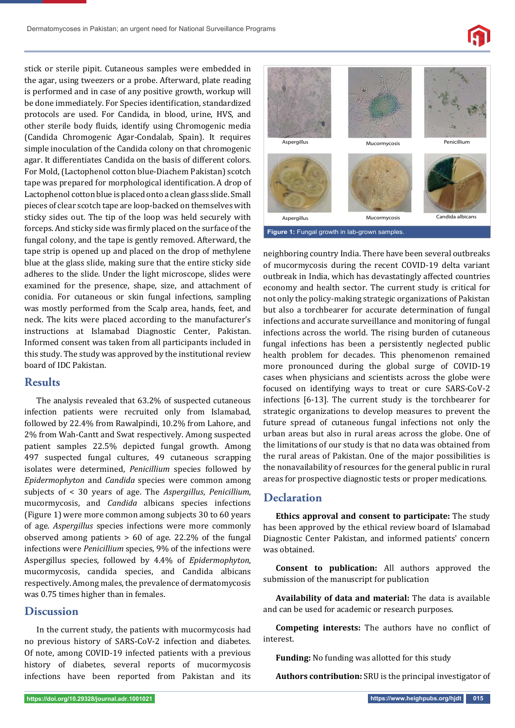stick or sterile pipit. Cutaneous samples were embedded in the agar, using tweezers or a probe. Afterward, plate reading is performed and in case of any positive growth, workup will be done immediately. For Species identification, standardized protocols are used. For Candida, in blood, urine, HVS, and other sterile body fluids, identify using Chromogenic media (Candida Chromogenic Agar-Condalab, Spain). It requires simple inoculation of the Candida colony on that chromogenic agar. It differentiates Candida on the basis of different colors. For Mold, (Lactophenol cotton blue-Diachem Pakistan) scotch tape was prepared for morphological identification. A drop of Lactophenol cotton blue is placed onto a clean glass slide. Small pieces of clear scotch tape are loop-backed on themselves with sticky sides out. The tip of the loop was held securely with forceps. And sticky side was firmly placed on the surface of the fungal colony, and the tape is gently removed. Afterward, the tape strip is opened up and placed on the drop of methylene blue at the glass slide, making sure that the entire sticky side adheres to the slide. Under the light microscope, slides were examined for the presence, shape, size, and attachment of conidia. For cutaneous or skin fungal infections, sampling was mostly performed from the Scalp area, hands, feet, and neck. The kits were placed according to the manufacturer's instructions at Islamabad Diagnostic Center, Pakistan. Informed consent was taken from all participants included in this study. The study was approved by the institutional review board of IDC Pakistan.

## Results

The analysis revealed that 63.2% of suspected cutaneous infection patients were recruited only from Islamabad, followed by 22.4% from Rawalpindi, 10.2% from Lahore, and 2% from Wah-Cantt and Swat respectively. Among suspected patient samples 22.5% depicted fungal growth. Among 497 suspected fungal cultures, 49 cutaneous scrapping isolates were determined, *Penicillium* species followed by *Epidermophyton* and *Candida* species were common among subjects of < 30 years of age. The *Aspergillus*, *Penicillium*, mucormycosis, and *Candida* albicans species infections (Figure 1) were more common among subjects 30 to 60 years of age. *Aspergillus* species infections were more commonly observed among patients > 60 of age. 22.2% of the fungal infections were *Penicillium* species, 9% of the infections were Aspergillus species, followed by 4.4% of *Epidermophyton*, mucormycosis, candida species, and Candida albicans respectively. Among males, the prevalence of dermatomycosis was 0.75 times higher than in females.

Aspergillus Mucormycosis Penicillium

Aspergillus Mucormycosis Candida albicans

**Figure 1:** Fungal growth in lab-grown samples.

## Discussion

In the current study, the patients with mucormycosis had no previous history of SARS-CoV-2 infection and diabetes. Of note, among COVID-19 infected patients with a previous history of diabetes, several reports of mucormycosis infections have been reported from Pakistan and its neighboring country India. There have been several outbreaks of mucormycosis during the recent COVID-19 delta variant outbreak in India, which has devastatingly affected countries economy and health sector. The current study is critical for not only the policy-making strategic organizations of Pakistan but also a torchbearer for accurate determination of fungal infections and accurate surveillance and monitoring of fungal infections across the world. The rising burden of cutaneous fungal infections has been a persistently neglected public health problem for decades. This phenomenon remained more pronounced during the global surge of COVID-19 cases when physicians and scientists across the globe were focused on identifying ways to treat or cure SARS-CoV-2 infections [6-13]. The current study is the torchbearer for strategic organizations to develop measures to prevent the future spread of cutaneous fungal infections not only the urban areas but also in rural areas across the globe. One of the limitations of our study is that no data was obtained from the rural areas of Pakistan. One of the major possibilities is the nonavailability of resources for the general public in rural areas for prospective diagnostic tests or proper medications.

## Declaration

**Ethics approval and consent to participate:** The study has been approved by the ethical review board of Islamabad Diagnostic Center Pakistan, and informed patients' concern was obtained.

**Consent to publication:** All authors approved the submission of the manuscript for publication

**Availability of data and material:** The data is available and can be used for academic or research purposes.

**Competing interests:** The authors have no conflict of interest.

**Funding:** No funding was allotted for this study

**Authors contribution:** SRU is the principal investigator of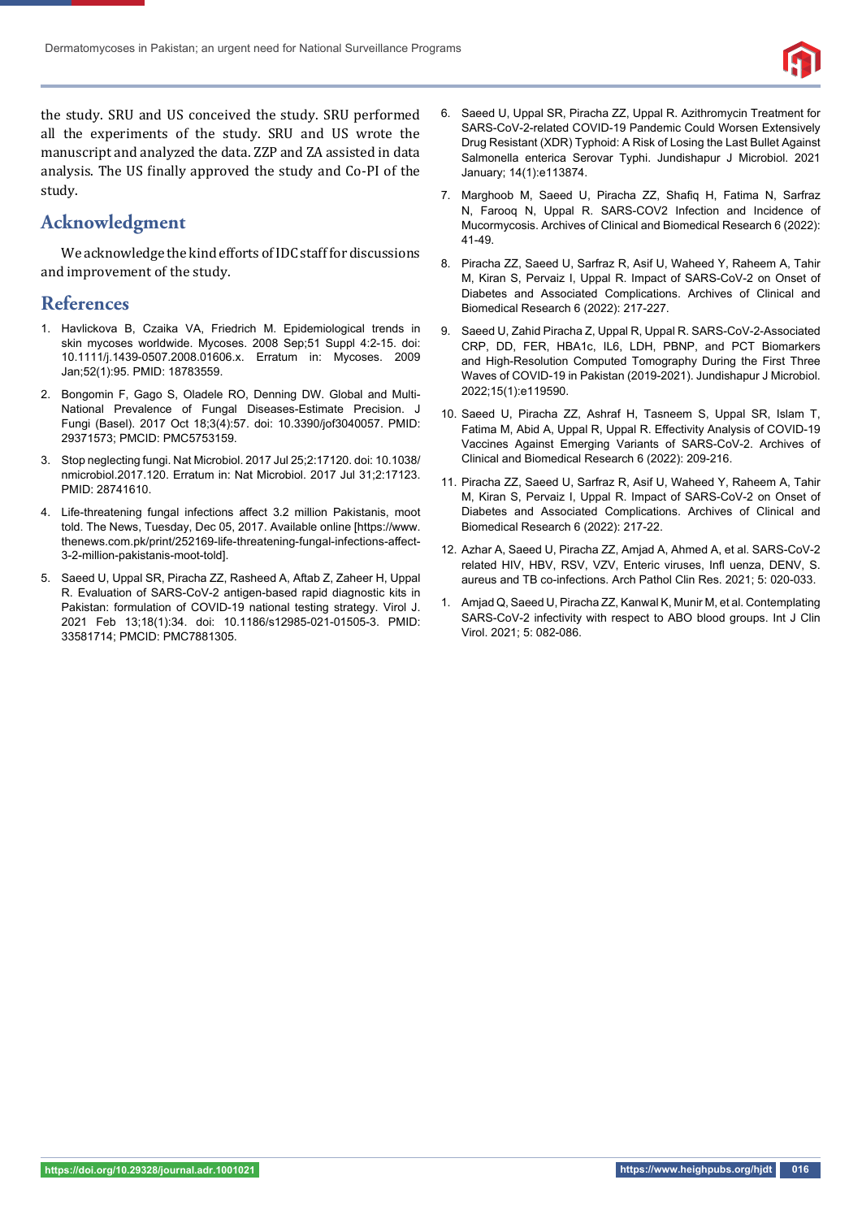the study. SRU and US conceived the study. SRU performed all the experiments of the study. SRU and US wrote the manuscript and analyzed the data. ZZP and ZA assisted in data analysis. The US finally approved the study and Co-PI of the study.

## Acknowledgment

We acknowledge the kind efforts of IDC staff for discussions and improvement of the study.

## References

1. Havlickova B, Czaika VA, Friedrich M. Epidemiological trends in skin mycoses worldwide. Mycoses. 2008 Sep;51 Suppl 4:2-15. doi: 10.1111/j.1439-0507.2008.01606.x. Erratum in: Mycoses. 2009 Jan;52(1):95. PMID: 18783559.

2. Bongomin F, Gago S, Oladele RO, Denning DW. Global and Multi-National Prevalence of Fungal Diseases-Estimate Precision. J Fungi (Basel). 2017 Oct 18;3(4):57. doi: 10.3390/jof3040057. PMID: 29371573; PMCID: PMC5753159.

3. Stop neglecting fungi. Nat Microbiol. 2017 Jul 25;2:17120. doi: 10.1038/nmicrobiol.2017.120. Erratum in: Nat Microbiol. 2017 Jul 31;2:17123. PMID: 28741610.

4. Life-threatening fungal infections affect 3.2 million Pakistanis, moot told. The News, Tuesday, Dec 05, 2017. Available online [https://www.thenews.com.pk/print/252169-life-threatening-fungal-infections-affect-3-2-million-pakistanis-moot-told].

5. Saeed U, Uppal SR, Piracha ZZ, Rasheed A, Aftab Z, Zaheer H, Uppal R. Evaluation of SARS-CoV-2 antigen-based rapid diagnostic kits in Pakistan: formulation of COVID-19 national testing strategy. Virol J. 2021 Feb 13;18(1):34. doi: 10.1186/s12985-021-01505-3. PMID: 33581714; PMCID: PMC7881305.

6. Saeed U, Uppal SR, Piracha ZZ, Uppal R. Azithromycin Treatment for SARS-CoV-2-related COVID-19 Pandemic Could Worsen Extensively Drug Resistant (XDR) Typhoid: A Risk of Losing the Last Bullet Against Salmonella enterica Serovar Typhi. Jundishapur J Microbiol. 2021 January; 14(1):e113874.

7. Marghoob M, Saeed U, Piracha ZZ, Shafiq H, Fatima N, Sarfraz N, Farooq N, Uppal R. SARS-COV2 Infection and Incidence of Mucormycosis. Archives of Clinical and Biomedical Research 6 (2022): 41-49.

8. Piracha ZZ, Saeed U, Sarfraz R, Asif U, Waheed Y, Raheem A, Tahir M, Kiran S, Pervaiz I, Uppal R. Impact of SARS-CoV-2 on Onset of Diabetes and Associated Complications. Archives of Clinical and Biomedical Research 6 (2022): 217-227.

9. Saeed U, Zahid Piracha Z, Uppal R, Uppal R. SARS-CoV-2-Associated CRP, DD, FER, HBA1c, IL6, LDH, PBNP, and PCT Biomarkers and High-Resolution Computed Tomography During the First Three Waves of COVID-19 in Pakistan (2019-2021). Jundishapur J Microbiol. 2022;15(1):e119590.

10. Saeed U, Piracha ZZ, Ashraf H, Tasneem S, Uppal SR, Islam T, Fatima M, Abid A, Uppal R, Uppal R. Effectivity Analysis of COVID-19 Vaccines Against Emerging Variants of SARS-CoV-2. Archives of Clinical and Biomedical Research 6 (2022): 209-216.

11. Piracha ZZ, Saeed U, Sarfraz R, Asif U, Waheed Y, Raheem A, Tahir M, Kiran S, Pervaiz I, Uppal R. Impact of SARS-CoV-2 on Onset of Diabetes and Associated Complications. Archives of Clinical and Biomedical Research 6 (2022): 217-22.

12. Azhar A, Saeed U, Piracha ZZ, Amjad A, Ahmed A, et al. SARS-CoV-2 related HIV, HBV, RSV, VZV, Enteric viruses, Infl uenza, DENV, S. aureus and TB co-infections. Arch Pathol Clin Res. 2021; 5: 020-033.

1. Amjad Q, Saeed U, Piracha ZZ, Kanwal K, Munir M, et al. Contemplating SARS-CoV-2 infectivity with respect to ABO blood groups. Int J Clin Virol. 2021; 5: 082-086.